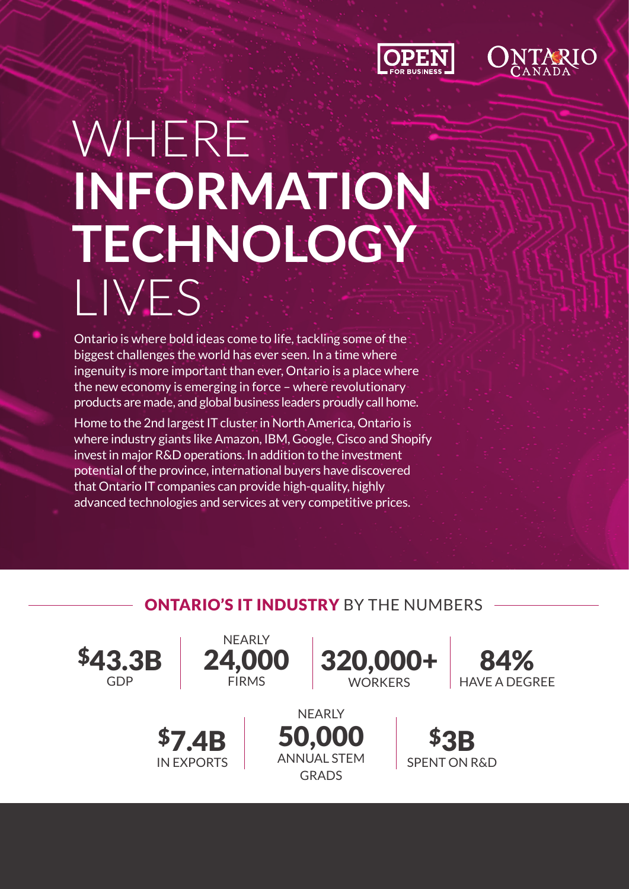OPEN FOR BUSINESS

ONTARIO CANADA

# WHERE INFORMATION TECHNOLOGY LIVES

Ontario is where bold ideas come to life, tackling some of the biggest challenges the world has ever seen. In a time where ingenuity is more important than ever, Ontario is a place where the new economy is emerging in force – where revolutionary products are made, and global business leaders proudly call home.

Home to the 2nd largest IT cluster in North America, Ontario is where industry giants like Amazon, IBM, Google, Cisco and Shopify invest in major R&D operations. In addition to the investment potential of the province, international buyers have discovered that Ontario IT companies can provide high-quality, highly advanced technologies and services at very competitive prices.

## ONTARIO'S IT INDUSTRY BY THE NUMBERS

- **$43.3B** GDP
- NEARLY **24,000** FIRMS
- **320,000+** WORKERS
- **84%** HAVE A DEGREE
- **$7.4B** IN EXPORTS
- NEARLY **50,000** ANNUAL STEM GRADS
- **$3B** SPENT ON R&D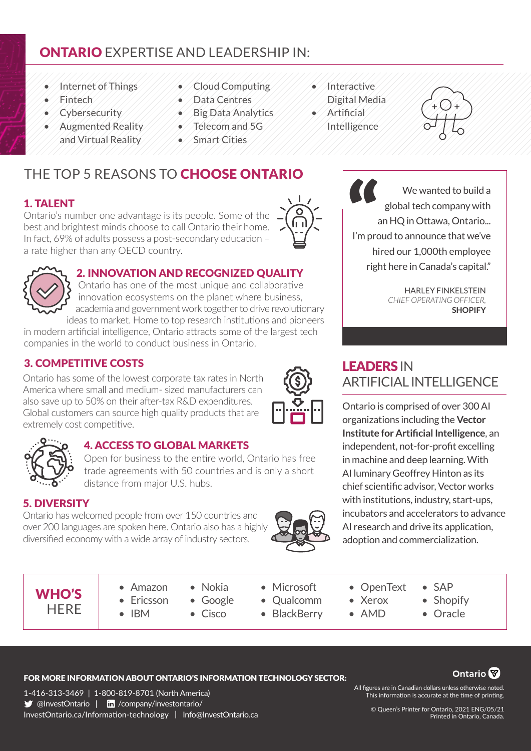## **ONTARIO** EXPERTISE AND LEADERSHIP IN:

- Internet of Things
- Fintech
- Cybersecurity
- Augmented Reality and Virtual Reality
- Cloud Computing
- Data Centres
- Big Data Analytics
- Telecom and 5G
- Smart Cities
- Interactive Digital Media
- Artificial Intelligence

## THE TOP 5 REASONS TO **CHOOSE ONTARIO**

### 1. TALENT

Ontario's number one advantage is its people. Some of the best and brightest minds choose to call Ontario their home. In fact, 69% of adults possess a post-secondary education – a rate higher than any OECD country.

### 2. INNOVATION AND RECOGNIZED QUALITY

Ontario has one of the most unique and collaborative innovation ecosystems on the planet where business, academia and government work together to drive revolutionary ideas to market. Home to top research institutions and pioneers in modern artificial intelligence, Ontario attracts some of the largest tech companies in the world to conduct business in Ontario.

### 3. COMPETITIVE COSTS

Ontario has some of the lowest corporate tax rates in North America where small and medium- sized manufacturers can also save up to 50% on their after-tax R&D expenditures. Global customers can source high quality products that are extremely cost competitive.

### 4. ACCESS TO GLOBAL MARKETS

Open for business to the entire world, Ontario has free trade agreements with 50 countries and is only a short distance from major U.S. hubs.

### 5. DIVERSITY

Ontario has welcomed people from over 150 countries and over 200 languages are spoken here. Ontario also has a highly diversified economy with a wide array of industry sectors.

> "We wanted to build a global tech company with an HQ in Ottawa, Ontario... I'm proud to announce that we've hired our 1,000th employee right here in Canada's capital."
>
> HARLEY FINKELSTEIN
> *CHIEF OPERATING OFFICER,*
> **SHOPIFY**

## **LEADERS** IN ARTIFICIAL INTELLIGENCE

Ontario is comprised of over 300 AI organizations including the **Vector Institute for Artificial Intelligence**, an independent, not-for-profit excelling in machine and deep learning. With AI luminary Geoffrey Hinton as its chief scientific advisor, Vector works with institutions, industry, start-ups, incubators and accelerators to advance AI research and drive its application, adoption and commercialization.

## **WHO'S** HERE

- Amazon
- Ericsson
- IBM
- Nokia
- Google
- Cisco
- Microsoft
- Qualcomm
- BlackBerry
- OpenText
- Xerox
- AMD
- SAP
- Shopify
- Oracle

**FOR MORE INFORMATION ABOUT ONTARIO'S INFORMATION TECHNOLOGY SECTOR:**

1-416-313-3469 | 1-800-819-8701 (North America)
@InvestOntario | /company/investontario/
InvestOntario.ca/Information-technology | Info@InvestOntario.ca

Ontario

All figures are in Canadian dollars unless otherwise noted.
This information is accurate at the time of printing.

© Queen's Printer for Ontario, 2021 ENG/05/21
Printed in Ontario, Canada.